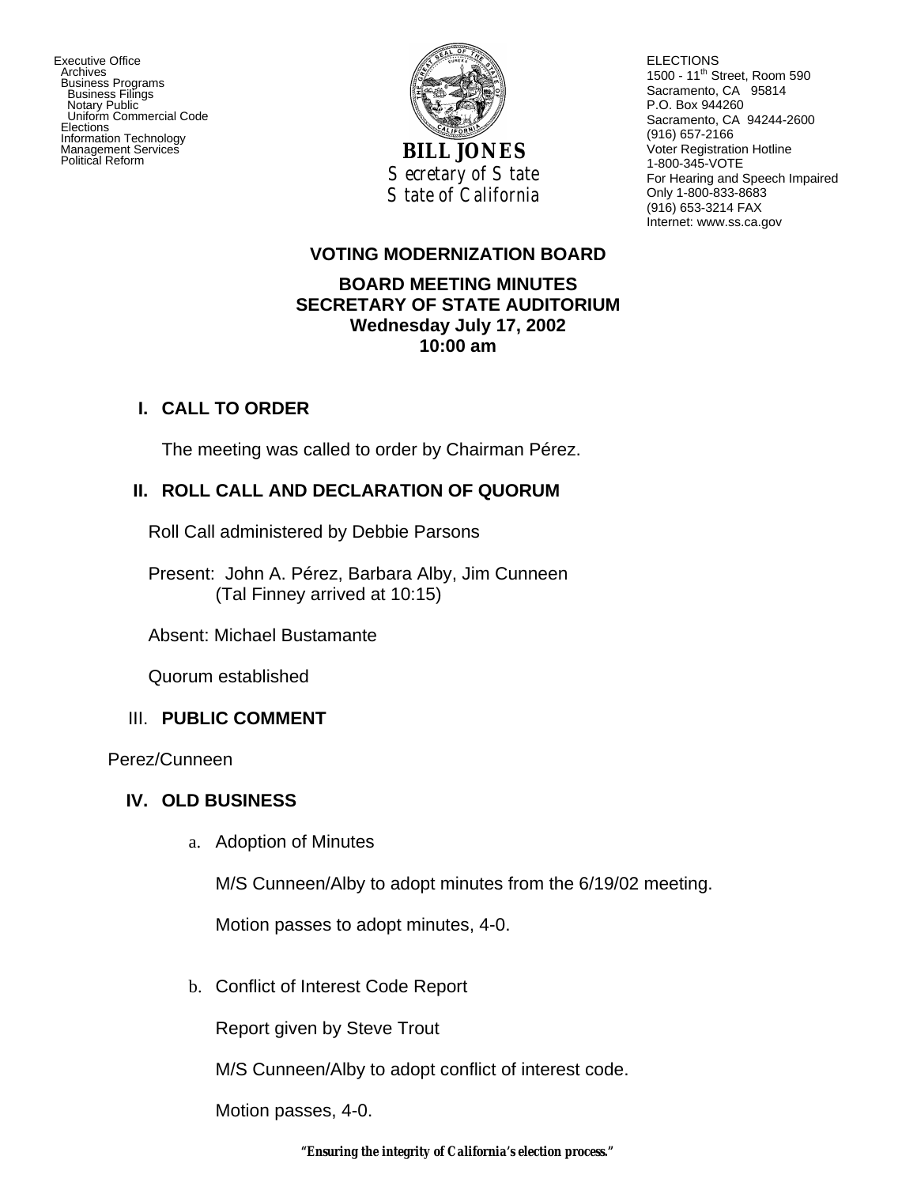Executive Office
Archives
Business Programs
Business Filings
Notary Public
Uniform Commercial Code
Elections
Information Technology
Management Services
Political Reform

**BILL JONES**
*Secretary of State*
*State of California*

ELECTIONS
1500 - 11th Street, Room 590
Sacramento, CA 95814
P.O. Box 944260
Sacramento, CA 94244-2600
(916) 657-2166
Voter Registration Hotline
1-800-345-VOTE
For Hearing and Speech Impaired
Only 1-800-833-8683
(916) 653-3214 FAX
Internet: www.ss.ca.gov

# VOTING MODERNIZATION BOARD

## BOARD MEETING MINUTES
## SECRETARY OF STATE AUDITORIUM
## Wednesday July 17, 2002
## 10:00 am

### I. CALL TO ORDER

The meeting was called to order by Chairman Pérez.

### II. ROLL CALL AND DECLARATION OF QUORUM

Roll Call administered by Debbie Parsons

Present: John A. Pérez, Barbara Alby, Jim Cunneen
(Tal Finney arrived at 10:15)

Absent: Michael Bustamante

Quorum established

### III. PUBLIC COMMENT

Perez/Cunneen

### IV. OLD BUSINESS

a. Adoption of Minutes

M/S Cunneen/Alby to adopt minutes from the 6/19/02 meeting.

Motion passes to adopt minutes, 4-0.

b. Conflict of Interest Code Report

Report given by Steve Trout

M/S Cunneen/Alby to adopt conflict of interest code.

Motion passes, 4-0.

*"Ensuring the integrity of California's election process."*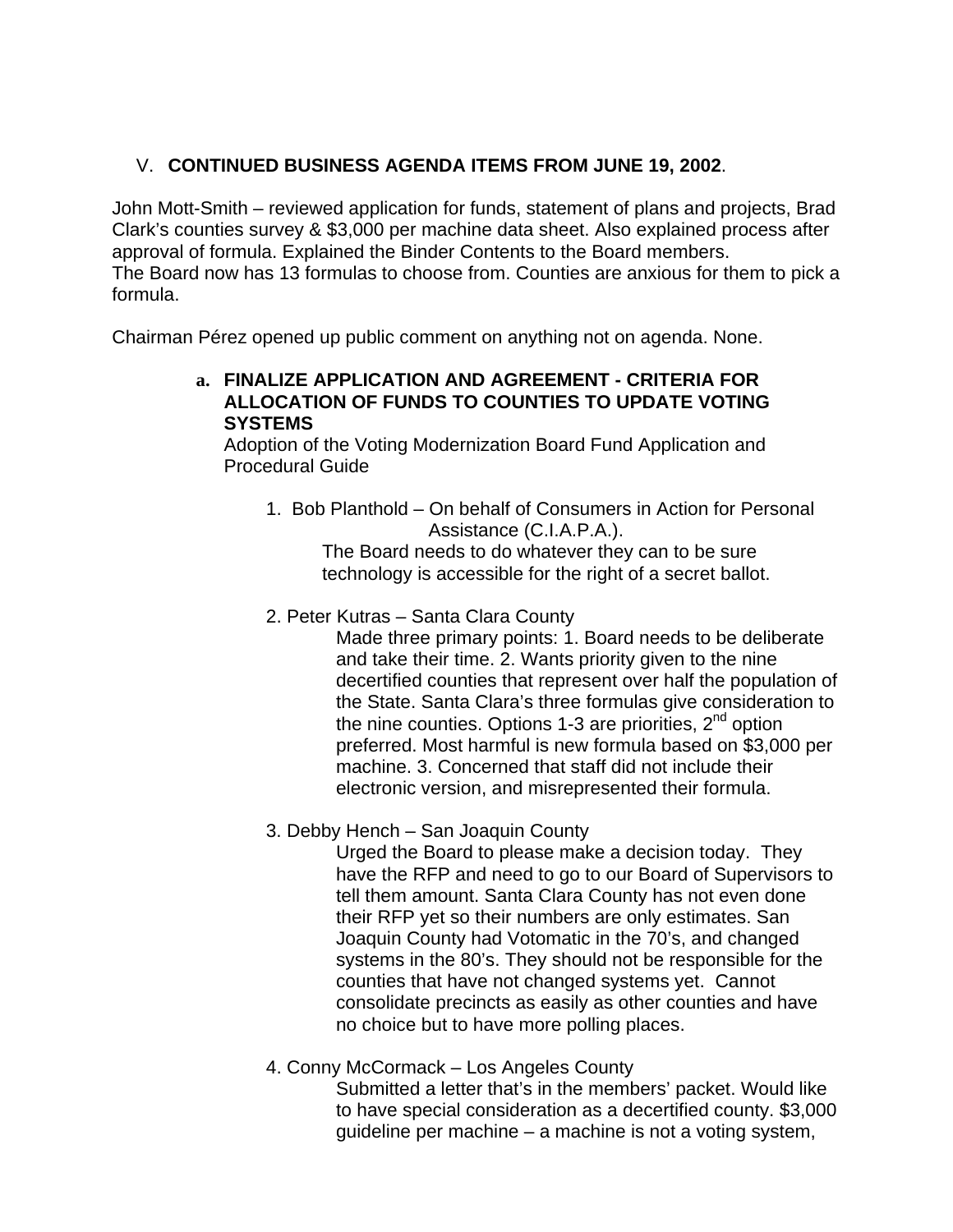V. **CONTINUED BUSINESS AGENDA ITEMS FROM JUNE 19, 2002**.

John Mott-Smith – reviewed application for funds, statement of plans and projects, Brad Clark's counties survey & $3,000 per machine data sheet. Also explained process after approval of formula. Explained the Binder Contents to the Board members.
The Board now has 13 formulas to choose from. Counties are anxious for them to pick a formula.

Chairman Pérez opened up public comment on anything not on agenda. None.

**a. FINALIZE APPLICATION AND AGREEMENT - CRITERIA FOR ALLOCATION OF FUNDS TO COUNTIES TO UPDATE VOTING SYSTEMS**

Adoption of the Voting Modernization Board Fund Application and Procedural Guide

1. Bob Planthold – On behalf of Consumers in Action for Personal Assistance (C.I.A.P.A.).

   The Board needs to do whatever they can to be sure technology is accessible for the right of a secret ballot.

2. Peter Kutras – Santa Clara County

   Made three primary points: 1. Board needs to be deliberate and take their time. 2. Wants priority given to the nine decertified counties that represent over half the population of the State. Santa Clara's three formulas give consideration to the nine counties. Options 1-3 are priorities, 2nd option preferred. Most harmful is new formula based on $3,000 per machine. 3. Concerned that staff did not include their electronic version, and misrepresented their formula.

3. Debby Hench – San Joaquin County

   Urged the Board to please make a decision today. They have the RFP and need to go to our Board of Supervisors to tell them amount. Santa Clara County has not even done their RFP yet so their numbers are only estimates. San Joaquin County had Votomatic in the 70's, and changed systems in the 80's. They should not be responsible for the counties that have not changed systems yet. Cannot consolidate precincts as easily as other counties and have no choice but to have more polling places.

4. Conny McCormack – Los Angeles County

   Submitted a letter that's in the members' packet. Would like to have special consideration as a decertified county. $3,000 guideline per machine – a machine is not a voting system,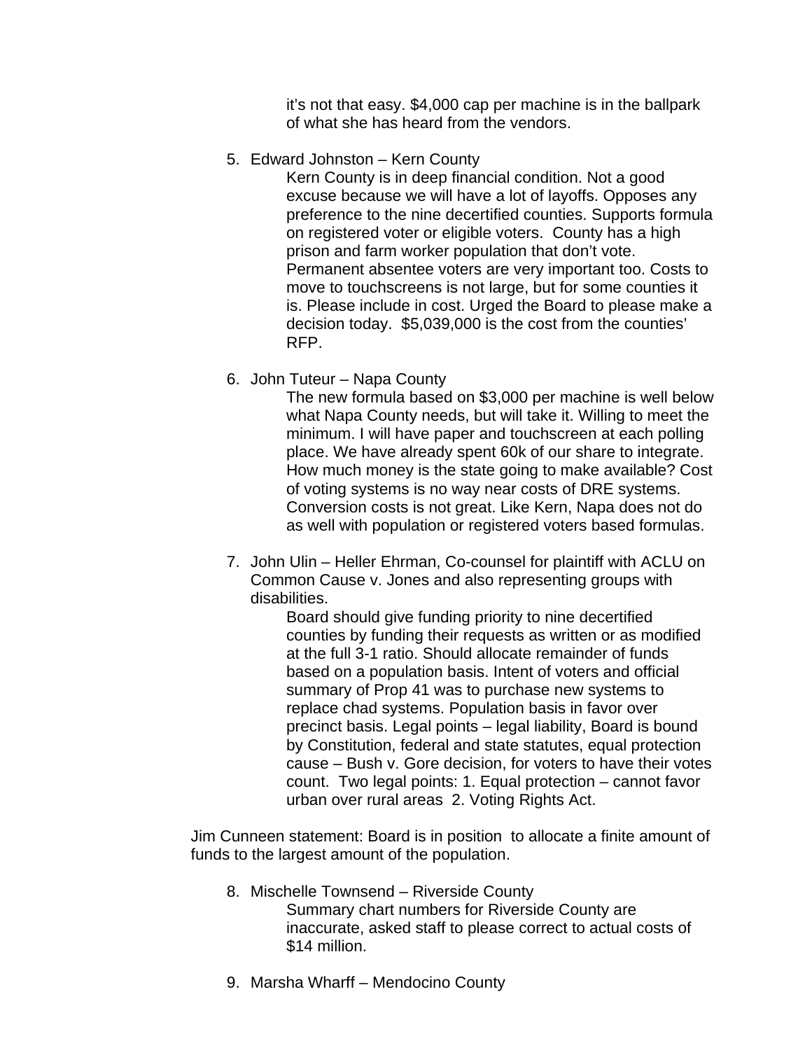it's not that easy. $4,000 cap per machine is in the ballpark of what she has heard from the vendors.

5. Edward Johnston – Kern County

   Kern County is in deep financial condition. Not a good excuse because we will have a lot of layoffs. Opposes any preference to the nine decertified counties. Supports formula on registered voter or eligible voters. County has a high prison and farm worker population that don't vote. Permanent absentee voters are very important too. Costs to move to touchscreens is not large, but for some counties it is. Please include in cost. Urged the Board to please make a decision today. $5,039,000 is the cost from the counties' RFP.

6. John Tuteur – Napa County

   The new formula based on $3,000 per machine is well below what Napa County needs, but will take it. Willing to meet the minimum. I will have paper and touchscreen at each polling place. We have already spent 60k of our share to integrate. How much money is the state going to make available? Cost of voting systems is no way near costs of DRE systems. Conversion costs is not great. Like Kern, Napa does not do as well with population or registered voters based formulas.

7. John Ulin – Heller Ehrman, Co-counsel for plaintiff with ACLU on Common Cause v. Jones and also representing groups with disabilities.

   Board should give funding priority to nine decertified counties by funding their requests as written or as modified at the full 3-1 ratio. Should allocate remainder of funds based on a population basis. Intent of voters and official summary of Prop 41 was to purchase new systems to replace chad systems. Population basis in favor over precinct basis. Legal points – legal liability, Board is bound by Constitution, federal and state statutes, equal protection cause – Bush v. Gore decision, for voters to have their votes count. Two legal points: 1. Equal protection – cannot favor urban over rural areas 2. Voting Rights Act.

Jim Cunneen statement: Board is in position to allocate a finite amount of funds to the largest amount of the population.

8. Mischelle Townsend – Riverside County

   Summary chart numbers for Riverside County are inaccurate, asked staff to please correct to actual costs of $14 million.

9. Marsha Wharff – Mendocino County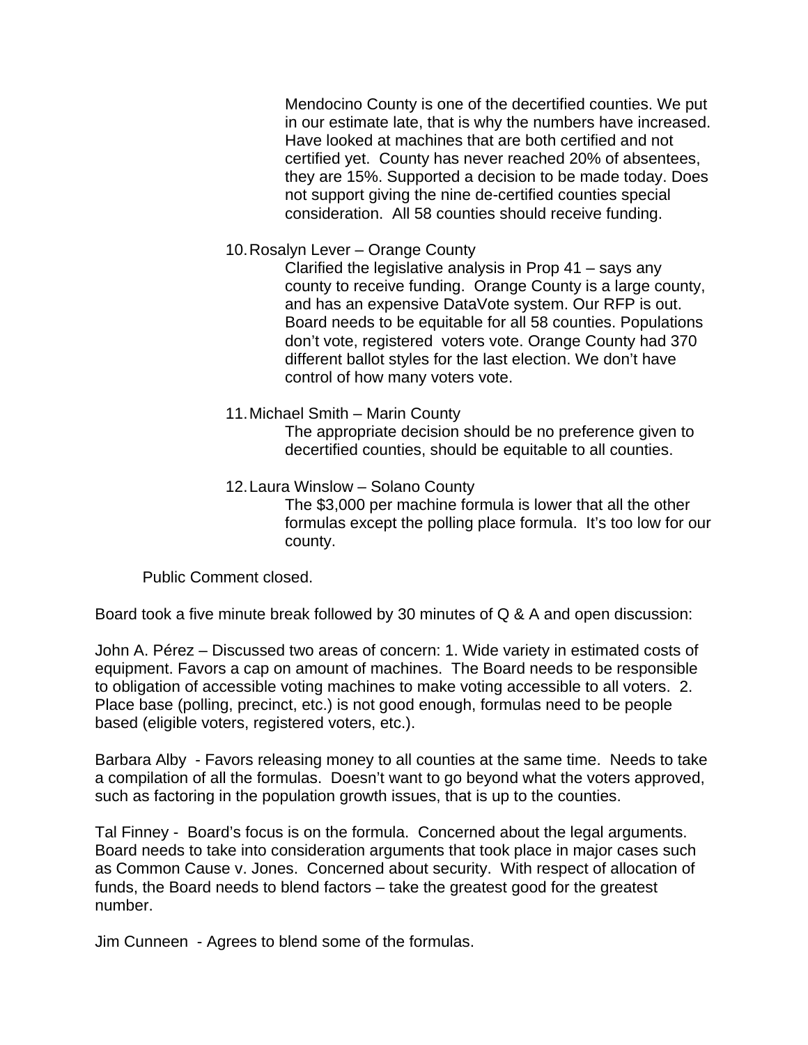Mendocino County is one of the decertified counties. We put in our estimate late, that is why the numbers have increased. Have looked at machines that are both certified and not certified yet. County has never reached 20% of absentees, they are 15%. Supported a decision to be made today. Does not support giving the nine de-certified counties special consideration. All 58 counties should receive funding.

10. Rosalyn Lever – Orange County

    Clarified the legislative analysis in Prop 41 – says any county to receive funding. Orange County is a large county, and has an expensive DataVote system. Our RFP is out. Board needs to be equitable for all 58 counties. Populations don't vote, registered voters vote. Orange County had 370 different ballot styles for the last election. We don't have control of how many voters vote.

11. Michael Smith – Marin County

    The appropriate decision should be no preference given to decertified counties, should be equitable to all counties.

12. Laura Winslow – Solano County

    The $3,000 per machine formula is lower that all the other formulas except the polling place formula. It's too low for our county.

Public Comment closed.

Board took a five minute break followed by 30 minutes of Q & A and open discussion:

John A. Pérez – Discussed two areas of concern: 1. Wide variety in estimated costs of equipment. Favors a cap on amount of machines. The Board needs to be responsible to obligation of accessible voting machines to make voting accessible to all voters. 2. Place base (polling, precinct, etc.) is not good enough, formulas need to be people based (eligible voters, registered voters, etc.).

Barbara Alby - Favors releasing money to all counties at the same time. Needs to take a compilation of all the formulas. Doesn't want to go beyond what the voters approved, such as factoring in the population growth issues, that is up to the counties.

Tal Finney - Board's focus is on the formula. Concerned about the legal arguments. Board needs to take into consideration arguments that took place in major cases such as Common Cause v. Jones. Concerned about security. With respect of allocation of funds, the Board needs to blend factors – take the greatest good for the greatest number.

Jim Cunneen - Agrees to blend some of the formulas.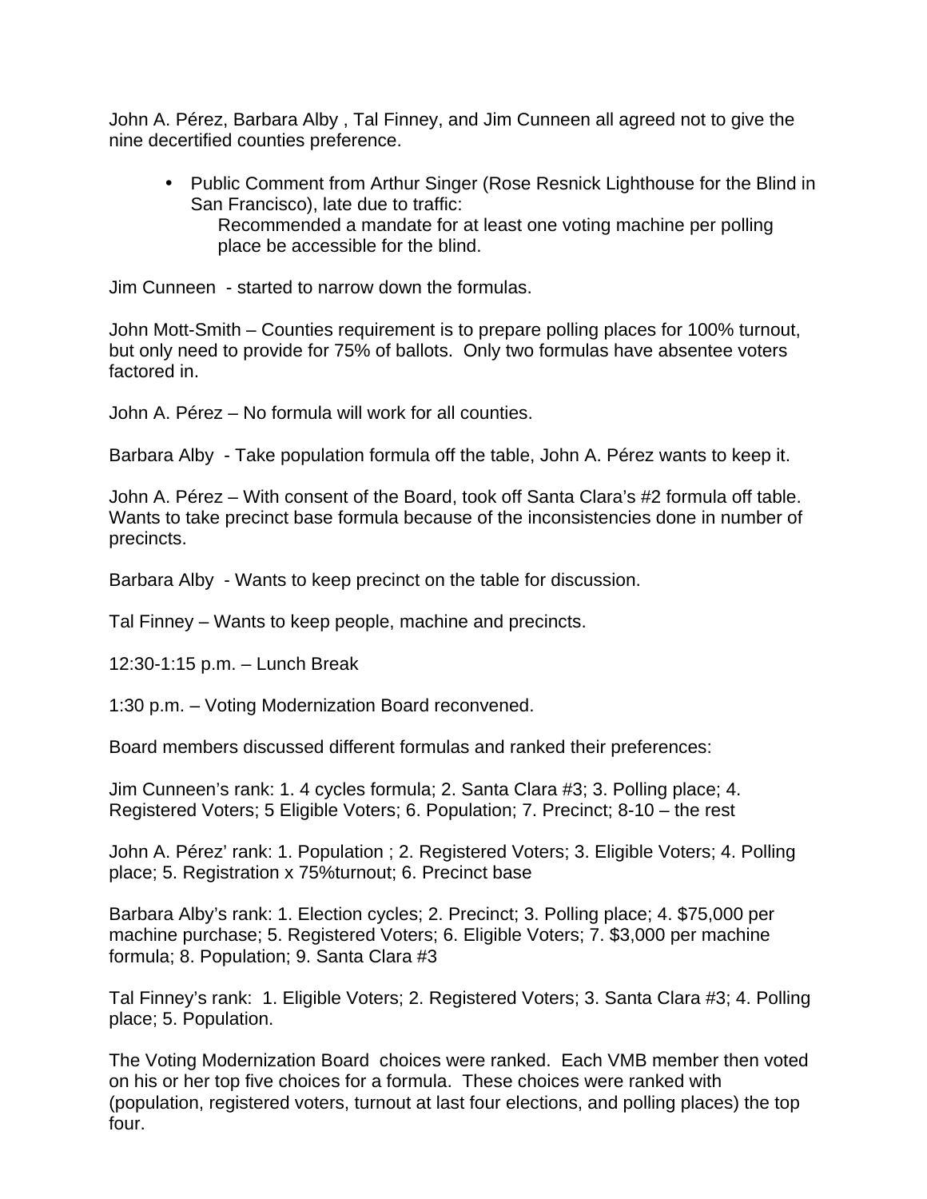John A. Pérez, Barbara Alby , Tal Finney, and Jim Cunneen all agreed not to give the nine decertified counties preference.

- Public Comment from Arthur Singer (Rose Resnick Lighthouse for the Blind in San Francisco), late due to traffic:
  Recommended a mandate for at least one voting machine per polling place be accessible for the blind.

Jim Cunneen - started to narrow down the formulas.

John Mott-Smith – Counties requirement is to prepare polling places for 100% turnout, but only need to provide for 75% of ballots. Only two formulas have absentee voters factored in.

John A. Pérez – No formula will work for all counties.

Barbara Alby - Take population formula off the table, John A. Pérez wants to keep it.

John A. Pérez – With consent of the Board, took off Santa Clara's #2 formula off table. Wants to take precinct base formula because of the inconsistencies done in number of precincts.

Barbara Alby - Wants to keep precinct on the table for discussion.

Tal Finney – Wants to keep people, machine and precincts.

12:30-1:15 p.m. – Lunch Break

1:30 p.m. – Voting Modernization Board reconvened.

Board members discussed different formulas and ranked their preferences:

Jim Cunneen's rank: 1. 4 cycles formula; 2. Santa Clara #3; 3. Polling place; 4. Registered Voters; 5 Eligible Voters; 6. Population; 7. Precinct; 8-10 – the rest

John A. Pérez' rank: 1. Population ; 2. Registered Voters; 3. Eligible Voters; 4. Polling place; 5. Registration x 75%turnout; 6. Precinct base

Barbara Alby's rank: 1. Election cycles; 2. Precinct; 3. Polling place; 4. $75,000 per machine purchase; 5. Registered Voters; 6. Eligible Voters; 7. $3,000 per machine formula; 8. Population; 9. Santa Clara #3

Tal Finney's rank: 1. Eligible Voters; 2. Registered Voters; 3. Santa Clara #3; 4. Polling place; 5. Population.

The Voting Modernization Board choices were ranked. Each VMB member then voted on his or her top five choices for a formula. These choices were ranked with (population, registered voters, turnout at last four elections, and polling places) the top four.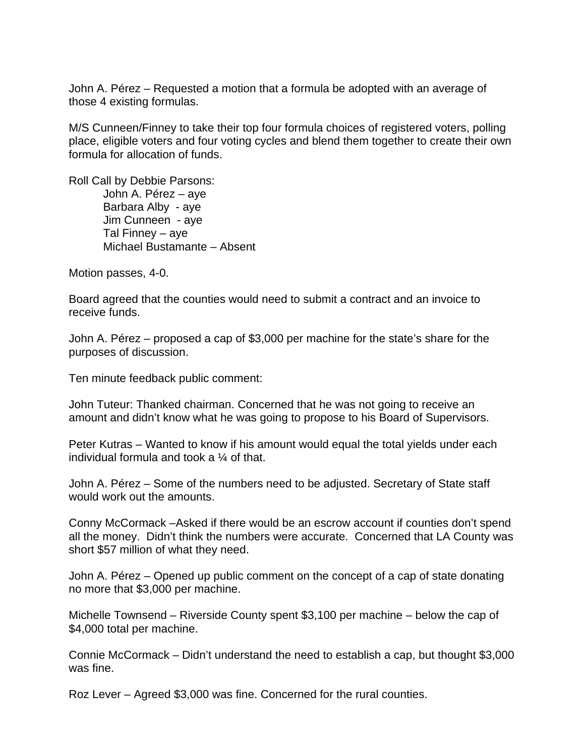John A. Pérez – Requested a motion that a formula be adopted with an average of those 4 existing formulas.

M/S Cunneen/Finney to take their top four formula choices of registered voters, polling place, eligible voters and four voting cycles and blend them together to create their own formula for allocation of funds.

Roll Call by Debbie Parsons:

John A. Pérez – aye
Barbara Alby - aye
Jim Cunneen - aye
Tal Finney – aye
Michael Bustamante – Absent

Motion passes, 4-0.

Board agreed that the counties would need to submit a contract and an invoice to receive funds.

John A. Pérez – proposed a cap of $3,000 per machine for the state's share for the purposes of discussion.

Ten minute feedback public comment:

John Tuteur: Thanked chairman. Concerned that he was not going to receive an amount and didn't know what he was going to propose to his Board of Supervisors.

Peter Kutras – Wanted to know if his amount would equal the total yields under each individual formula and took a ¼ of that.

John A. Pérez – Some of the numbers need to be adjusted. Secretary of State staff would work out the amounts.

Conny McCormack –Asked if there would be an escrow account if counties don't spend all the money. Didn't think the numbers were accurate. Concerned that LA County was short $57 million of what they need.

John A. Pérez – Opened up public comment on the concept of a cap of state donating no more that $3,000 per machine.

Michelle Townsend – Riverside County spent $3,100 per machine – below the cap of $4,000 total per machine.

Connie McCormack – Didn't understand the need to establish a cap, but thought $3,000 was fine.

Roz Lever – Agreed $3,000 was fine. Concerned for the rural counties.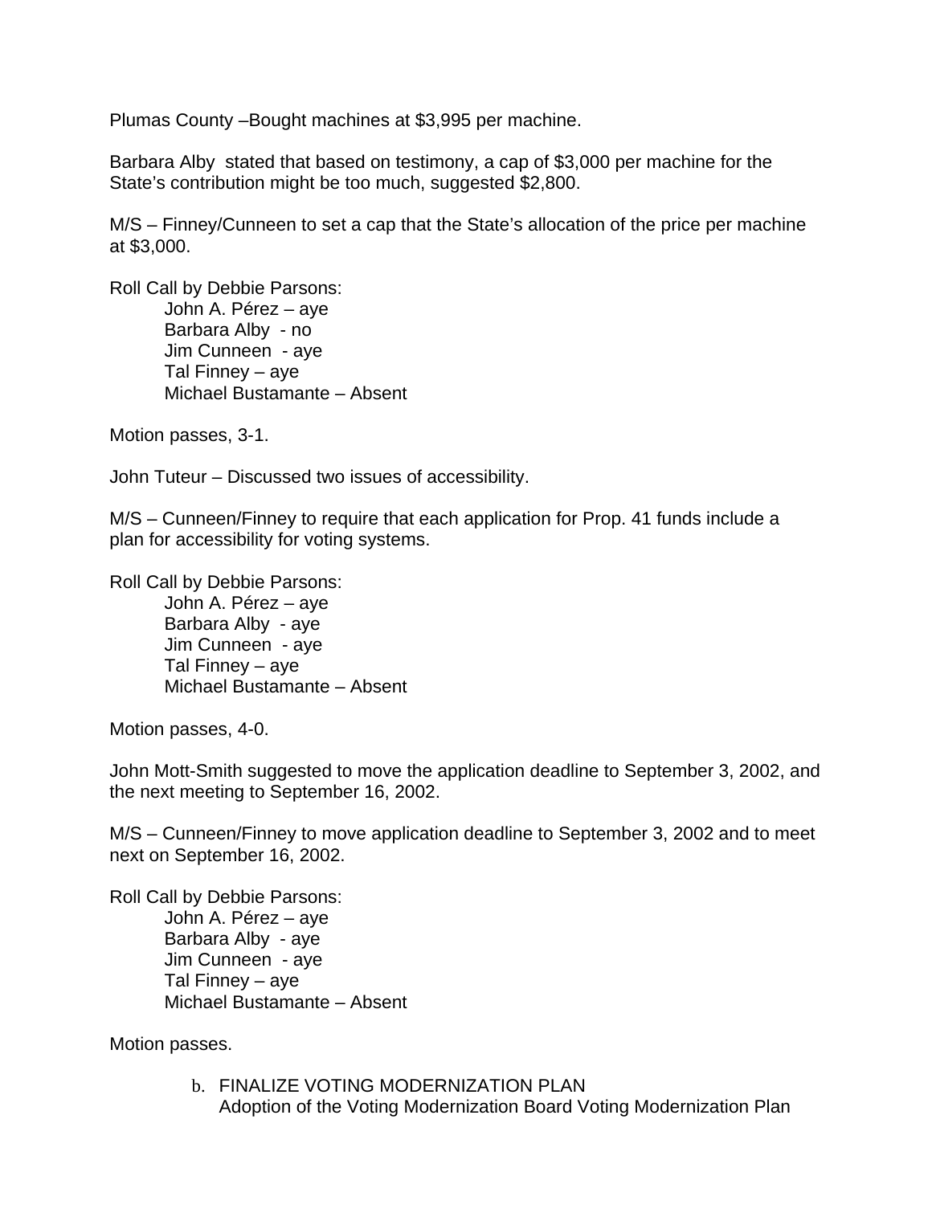Plumas County –Bought machines at $3,995 per machine.

Barbara Alby stated that based on testimony, a cap of $3,000 per machine for the State's contribution might be too much, suggested $2,800.

M/S – Finney/Cunneen to set a cap that the State's allocation of the price per machine at $3,000.

Roll Call by Debbie Parsons:

- John A. Pérez – aye
- Barbara Alby - no
- Jim Cunneen - aye
- Tal Finney – aye
- Michael Bustamante – Absent

Motion passes, 3-1.

John Tuteur – Discussed two issues of accessibility.

M/S – Cunneen/Finney to require that each application for Prop. 41 funds include a plan for accessibility for voting systems.

Roll Call by Debbie Parsons:

- John A. Pérez – aye
- Barbara Alby - aye
- Jim Cunneen - aye
- Tal Finney – aye
- Michael Bustamante – Absent

Motion passes, 4-0.

John Mott-Smith suggested to move the application deadline to September 3, 2002, and the next meeting to September 16, 2002.

M/S – Cunneen/Finney to move application deadline to September 3, 2002 and to meet next on September 16, 2002.

Roll Call by Debbie Parsons:

- John A. Pérez – aye
- Barbara Alby - aye
- Jim Cunneen - aye
- Tal Finney – aye
- Michael Bustamante – Absent

Motion passes.

b. FINALIZE VOTING MODERNIZATION PLAN
   Adoption of the Voting Modernization Board Voting Modernization Plan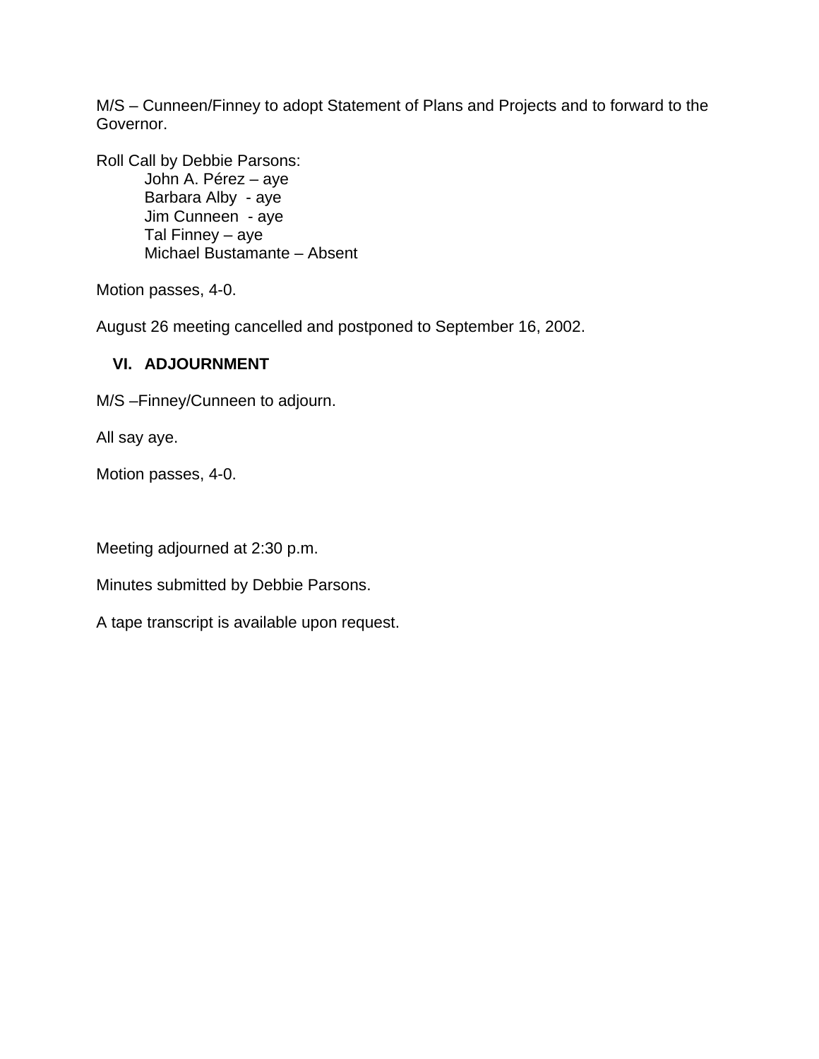M/S – Cunneen/Finney to adopt Statement of Plans and Projects and to forward to the Governor.

Roll Call by Debbie Parsons:

John A. Pérez – aye
Barbara Alby - aye
Jim Cunneen - aye
Tal Finney – aye
Michael Bustamante – Absent

Motion passes, 4-0.

August 26 meeting cancelled and postponed to September 16, 2002.

## VI. ADJOURNMENT

M/S –Finney/Cunneen to adjourn.

All say aye.

Motion passes, 4-0.

Meeting adjourned at 2:30 p.m.

Minutes submitted by Debbie Parsons.

A tape transcript is available upon request.